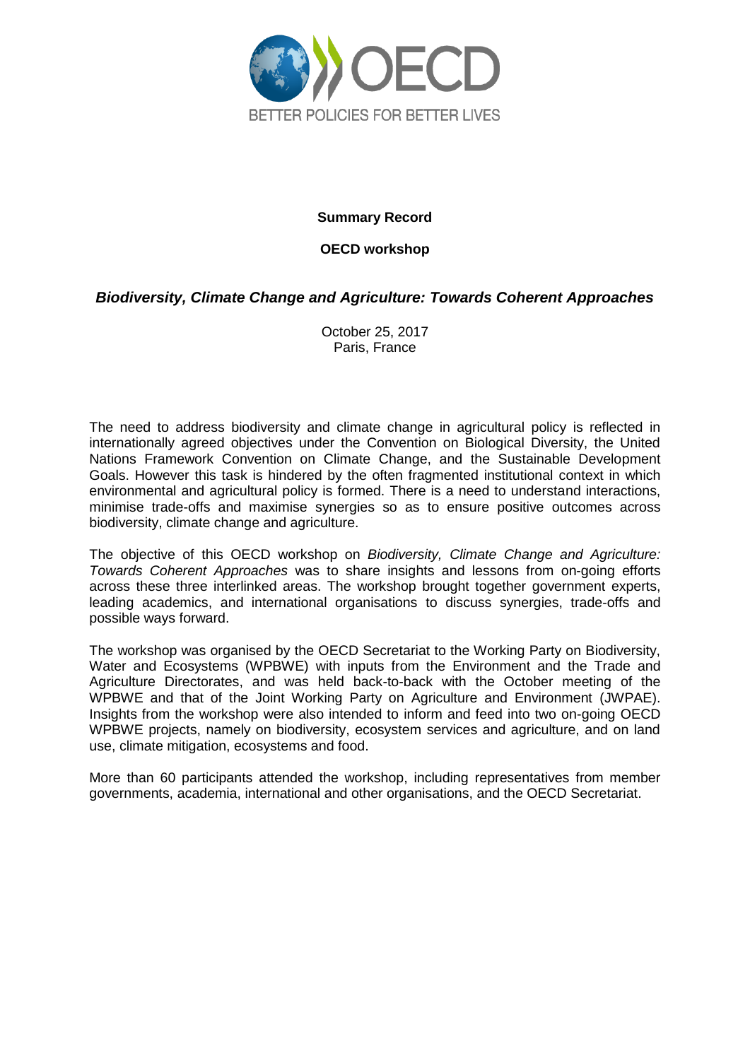**Summary Record**

**OECD workshop**

***Biodiversity, Climate Change and Agriculture: Towards Coherent Approaches***

October 25, 2017
Paris, France

The need to address biodiversity and climate change in agricultural policy is reflected in internationally agreed objectives under the Convention on Biological Diversity, the United Nations Framework Convention on Climate Change, and the Sustainable Development Goals. However this task is hindered by the often fragmented institutional context in which environmental and agricultural policy is formed. There is a need to understand interactions, minimise trade-offs and maximise synergies so as to ensure positive outcomes across biodiversity, climate change and agriculture.

The objective of this OECD workshop on *Biodiversity, Climate Change and Agriculture: Towards Coherent Approaches* was to share insights and lessons from on-going efforts across these three interlinked areas. The workshop brought together government experts, leading academics, and international organisations to discuss synergies, trade-offs and possible ways forward.

The workshop was organised by the OECD Secretariat to the Working Party on Biodiversity, Water and Ecosystems (WPBWE) with inputs from the Environment and the Trade and Agriculture Directorates, and was held back-to-back with the October meeting of the WPBWE and that of the Joint Working Party on Agriculture and Environment (JWPAE). Insights from the workshop were also intended to inform and feed into two on-going OECD WPBWE projects, namely on biodiversity, ecosystem services and agriculture, and on land use, climate mitigation, ecosystems and food.

More than 60 participants attended the workshop, including representatives from member governments, academia, international and other organisations, and the OECD Secretariat.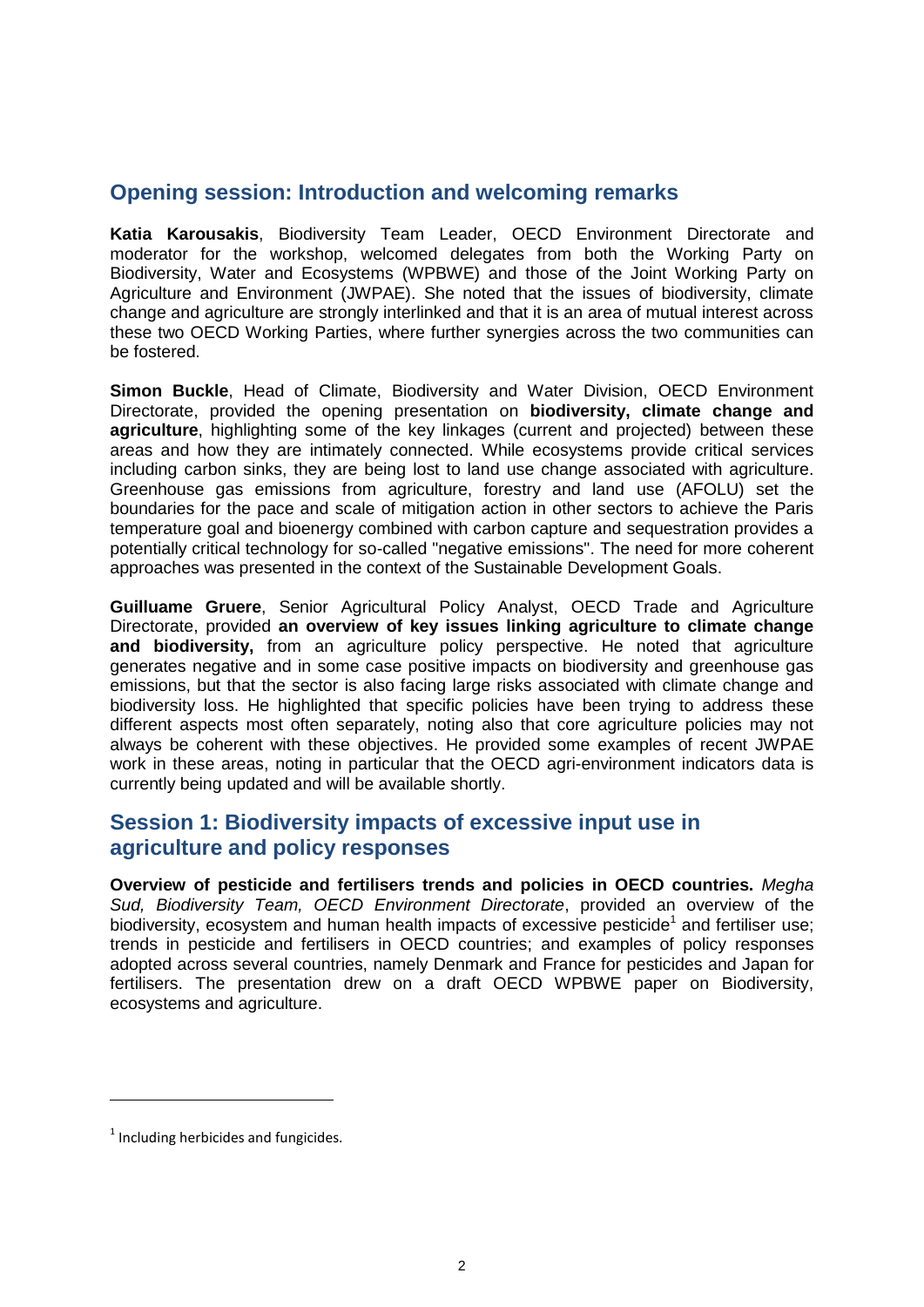## Opening session: Introduction and welcoming remarks

**Katia Karousakis**, Biodiversity Team Leader, OECD Environment Directorate and moderator for the workshop, welcomed delegates from both the Working Party on Biodiversity, Water and Ecosystems (WPBWE) and those of the Joint Working Party on Agriculture and Environment (JWPAE). She noted that the issues of biodiversity, climate change and agriculture are strongly interlinked and that it is an area of mutual interest across these two OECD Working Parties, where further synergies across the two communities can be fostered.

**Simon Buckle**, Head of Climate, Biodiversity and Water Division, OECD Environment Directorate, provided the opening presentation on **biodiversity, climate change and agriculture**, highlighting some of the key linkages (current and projected) between these areas and how they are intimately connected. While ecosystems provide critical services including carbon sinks, they are being lost to land use change associated with agriculture. Greenhouse gas emissions from agriculture, forestry and land use (AFOLU) set the boundaries for the pace and scale of mitigation action in other sectors to achieve the Paris temperature goal and bioenergy combined with carbon capture and sequestration provides a potentially critical technology for so-called "negative emissions". The need for more coherent approaches was presented in the context of the Sustainable Development Goals.

**Guilluame Gruere**, Senior Agricultural Policy Analyst, OECD Trade and Agriculture Directorate, provided **an overview of key issues linking agriculture to climate change and biodiversity,** from an agriculture policy perspective. He noted that agriculture generates negative and in some case positive impacts on biodiversity and greenhouse gas emissions, but that the sector is also facing large risks associated with climate change and biodiversity loss. He highlighted that specific policies have been trying to address these different aspects most often separately, noting also that core agriculture policies may not always be coherent with these objectives. He provided some examples of recent JWPAE work in these areas, noting in particular that the OECD agri-environment indicators data is currently being updated and will be available shortly.

## Session 1: Biodiversity impacts of excessive input use in agriculture and policy responses

**Overview of pesticide and fertilisers trends and policies in OECD countries.** *Megha Sud, Biodiversity Team, OECD Environment Directorate*, provided an overview of the biodiversity, ecosystem and human health impacts of excessive pesticide[1] and fertiliser use; trends in pesticide and fertilisers in OECD countries; and examples of policy responses adopted across several countries, namely Denmark and France for pesticides and Japan for fertilisers. The presentation drew on a draft OECD WPBWE paper on Biodiversity, ecosystems and agriculture.

[1] Including herbicides and fungicides.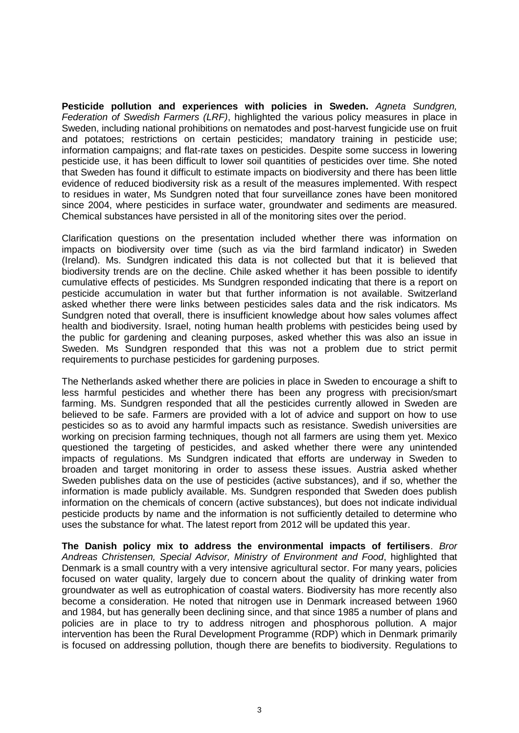**Pesticide pollution and experiences with policies in Sweden.** *Agneta Sundgren, Federation of Swedish Farmers (LRF)*, highlighted the various policy measures in place in Sweden, including national prohibitions on nematodes and post-harvest fungicide use on fruit and potatoes; restrictions on certain pesticides; mandatory training in pesticide use; information campaigns; and flat-rate taxes on pesticides. Despite some success in lowering pesticide use, it has been difficult to lower soil quantities of pesticides over time. She noted that Sweden has found it difficult to estimate impacts on biodiversity and there has been little evidence of reduced biodiversity risk as a result of the measures implemented. With respect to residues in water, Ms Sundgren noted that four surveillance zones have been monitored since 2004, where pesticides in surface water, groundwater and sediments are measured. Chemical substances have persisted in all of the monitoring sites over the period.

Clarification questions on the presentation included whether there was information on impacts on biodiversity over time (such as via the bird farmland indicator) in Sweden (Ireland). Ms. Sundgren indicated this data is not collected but that it is believed that biodiversity trends are on the decline. Chile asked whether it has been possible to identify cumulative effects of pesticides. Ms Sundgren responded indicating that there is a report on pesticide accumulation in water but that further information is not available. Switzerland asked whether there were links between pesticides sales data and the risk indicators. Ms Sundgren noted that overall, there is insufficient knowledge about how sales volumes affect health and biodiversity. Israel, noting human health problems with pesticides being used by the public for gardening and cleaning purposes, asked whether this was also an issue in Sweden. Ms Sundgren responded that this was not a problem due to strict permit requirements to purchase pesticides for gardening purposes.

The Netherlands asked whether there are policies in place in Sweden to encourage a shift to less harmful pesticides and whether there has been any progress with precision/smart farming. Ms. Sundgren responded that all the pesticides currently allowed in Sweden are believed to be safe. Farmers are provided with a lot of advice and support on how to use pesticides so as to avoid any harmful impacts such as resistance. Swedish universities are working on precision farming techniques, though not all farmers are using them yet. Mexico questioned the targeting of pesticides, and asked whether there were any unintended impacts of regulations. Ms Sundgren indicated that efforts are underway in Sweden to broaden and target monitoring in order to assess these issues. Austria asked whether Sweden publishes data on the use of pesticides (active substances), and if so, whether the information is made publicly available. Ms. Sundgren responded that Sweden does publish information on the chemicals of concern (active substances), but does not indicate individual pesticide products by name and the information is not sufficiently detailed to determine who uses the substance for what. The latest report from 2012 will be updated this year.

**The Danish policy mix to address the environmental impacts of fertilisers**. *Bror Andreas Christensen, Special Advisor, Ministry of Environment and Food*, highlighted that Denmark is a small country with a very intensive agricultural sector. For many years, policies focused on water quality, largely due to concern about the quality of drinking water from groundwater as well as eutrophication of coastal waters. Biodiversity has more recently also become a consideration. He noted that nitrogen use in Denmark increased between 1960 and 1984, but has generally been declining since, and that since 1985 a number of plans and policies are in place to try to address nitrogen and phosphorous pollution. A major intervention has been the Rural Development Programme (RDP) which in Denmark primarily is focused on addressing pollution, though there are benefits to biodiversity. Regulations to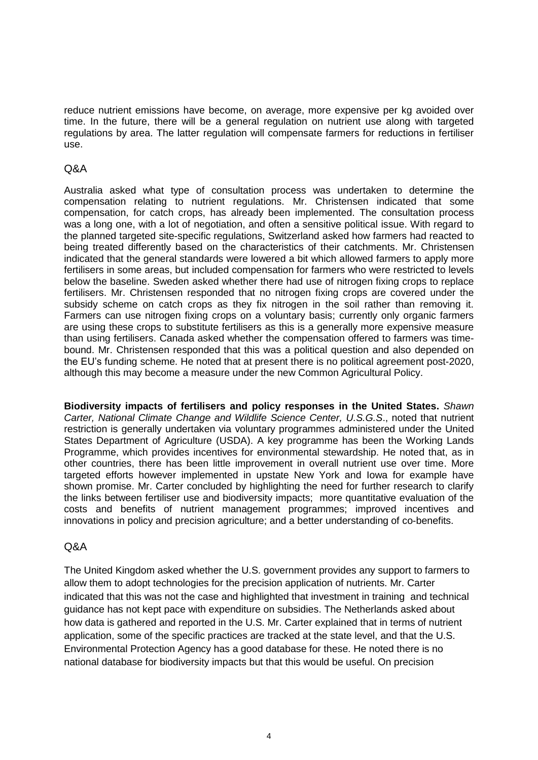reduce nutrient emissions have become, on average, more expensive per kg avoided over time. In the future, there will be a general regulation on nutrient use along with targeted regulations by area. The latter regulation will compensate farmers for reductions in fertiliser use.

Q&A

Australia asked what type of consultation process was undertaken to determine the compensation relating to nutrient regulations. Mr. Christensen indicated that some compensation, for catch crops, has already been implemented. The consultation process was a long one, with a lot of negotiation, and often a sensitive political issue. With regard to the planned targeted site-specific regulations, Switzerland asked how farmers had reacted to being treated differently based on the characteristics of their catchments. Mr. Christensen indicated that the general standards were lowered a bit which allowed farmers to apply more fertilisers in some areas, but included compensation for farmers who were restricted to levels below the baseline. Sweden asked whether there had use of nitrogen fixing crops to replace fertilisers. Mr. Christensen responded that no nitrogen fixing crops are covered under the subsidy scheme on catch crops as they fix nitrogen in the soil rather than removing it. Farmers can use nitrogen fixing crops on a voluntary basis; currently only organic farmers are using these crops to substitute fertilisers as this is a generally more expensive measure than using fertilisers. Canada asked whether the compensation offered to farmers was time-bound. Mr. Christensen responded that this was a political question and also depended on the EU's funding scheme. He noted that at present there is no political agreement post-2020, although this may become a measure under the new Common Agricultural Policy.

**Biodiversity impacts of fertilisers and policy responses in the United States.** *Shawn Carter, National Climate Change and Wildlife Science Center, U.S.G.S*., noted that nutrient restriction is generally undertaken via voluntary programmes administered under the United States Department of Agriculture (USDA). A key programme has been the Working Lands Programme, which provides incentives for environmental stewardship. He noted that, as in other countries, there has been little improvement in overall nutrient use over time. More targeted efforts however implemented in upstate New York and Iowa for example have shown promise. Mr. Carter concluded by highlighting the need for further research to clarify the links between fertiliser use and biodiversity impacts; more quantitative evaluation of the costs and benefits of nutrient management programmes; improved incentives and innovations in policy and precision agriculture; and a better understanding of co-benefits.

Q&A

The United Kingdom asked whether the U.S. government provides any support to farmers to allow them to adopt technologies for the precision application of nutrients. Mr. Carter indicated that this was not the case and highlighted that investment in training and technical guidance has not kept pace with expenditure on subsidies. The Netherlands asked about how data is gathered and reported in the U.S. Mr. Carter explained that in terms of nutrient application, some of the specific practices are tracked at the state level, and that the U.S. Environmental Protection Agency has a good database for these. He noted there is no national database for biodiversity impacts but that this would be useful. On precision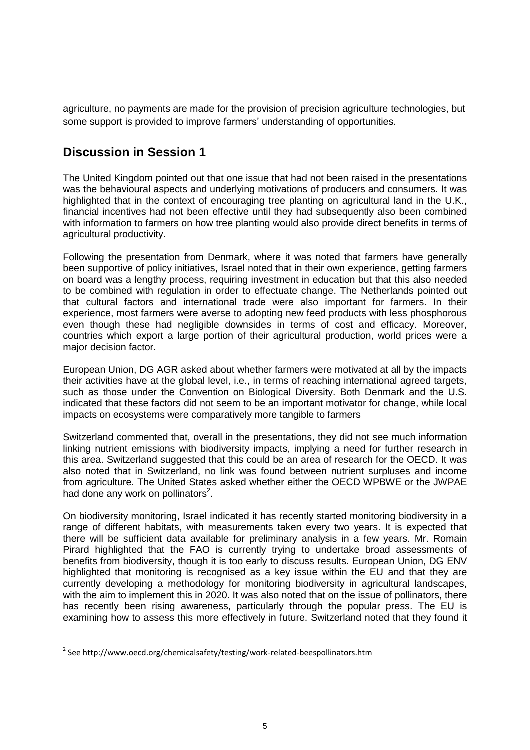agriculture, no payments are made for the provision of precision agriculture technologies, but some support is provided to improve farmers' understanding of opportunities.

## Discussion in Session 1

The United Kingdom pointed out that one issue that had not been raised in the presentations was the behavioural aspects and underlying motivations of producers and consumers. It was highlighted that in the context of encouraging tree planting on agricultural land in the U.K., financial incentives had not been effective until they had subsequently also been combined with information to farmers on how tree planting would also provide direct benefits in terms of agricultural productivity.

Following the presentation from Denmark, where it was noted that farmers have generally been supportive of policy initiatives, Israel noted that in their own experience, getting farmers on board was a lengthy process, requiring investment in education but that this also needed to be combined with regulation in order to effectuate change. The Netherlands pointed out that cultural factors and international trade were also important for farmers. In their experience, most farmers were averse to adopting new feed products with less phosphorous even though these had negligible downsides in terms of cost and efficacy. Moreover, countries which export a large portion of their agricultural production, world prices were a major decision factor.

European Union, DG AGR asked about whether farmers were motivated at all by the impacts their activities have at the global level, i.e., in terms of reaching international agreed targets, such as those under the Convention on Biological Diversity. Both Denmark and the U.S. indicated that these factors did not seem to be an important motivator for change, while local impacts on ecosystems were comparatively more tangible to farmers

Switzerland commented that, overall in the presentations, they did not see much information linking nutrient emissions with biodiversity impacts, implying a need for further research in this area. Switzerland suggested that this could be an area of research for the OECD. It was also noted that in Switzerland, no link was found between nutrient surpluses and income from agriculture. The United States asked whether either the OECD WPBWE or the JWPAE had done any work on pollinators[2].

On biodiversity monitoring, Israel indicated it has recently started monitoring biodiversity in a range of different habitats, with measurements taken every two years. It is expected that there will be sufficient data available for preliminary analysis in a few years. Mr. Romain Pirard highlighted that the FAO is currently trying to undertake broad assessments of benefits from biodiversity, though it is too early to discuss results. European Union, DG ENV highlighted that monitoring is recognised as a key issue within the EU and that they are currently developing a methodology for monitoring biodiversity in agricultural landscapes, with the aim to implement this in 2020. It was also noted that on the issue of pollinators, there has recently been rising awareness, particularly through the popular press. The EU is examining how to assess this more effectively in future. Switzerland noted that they found it

[2] See http://www.oecd.org/chemicalsafety/testing/work-related-beespollinators.htm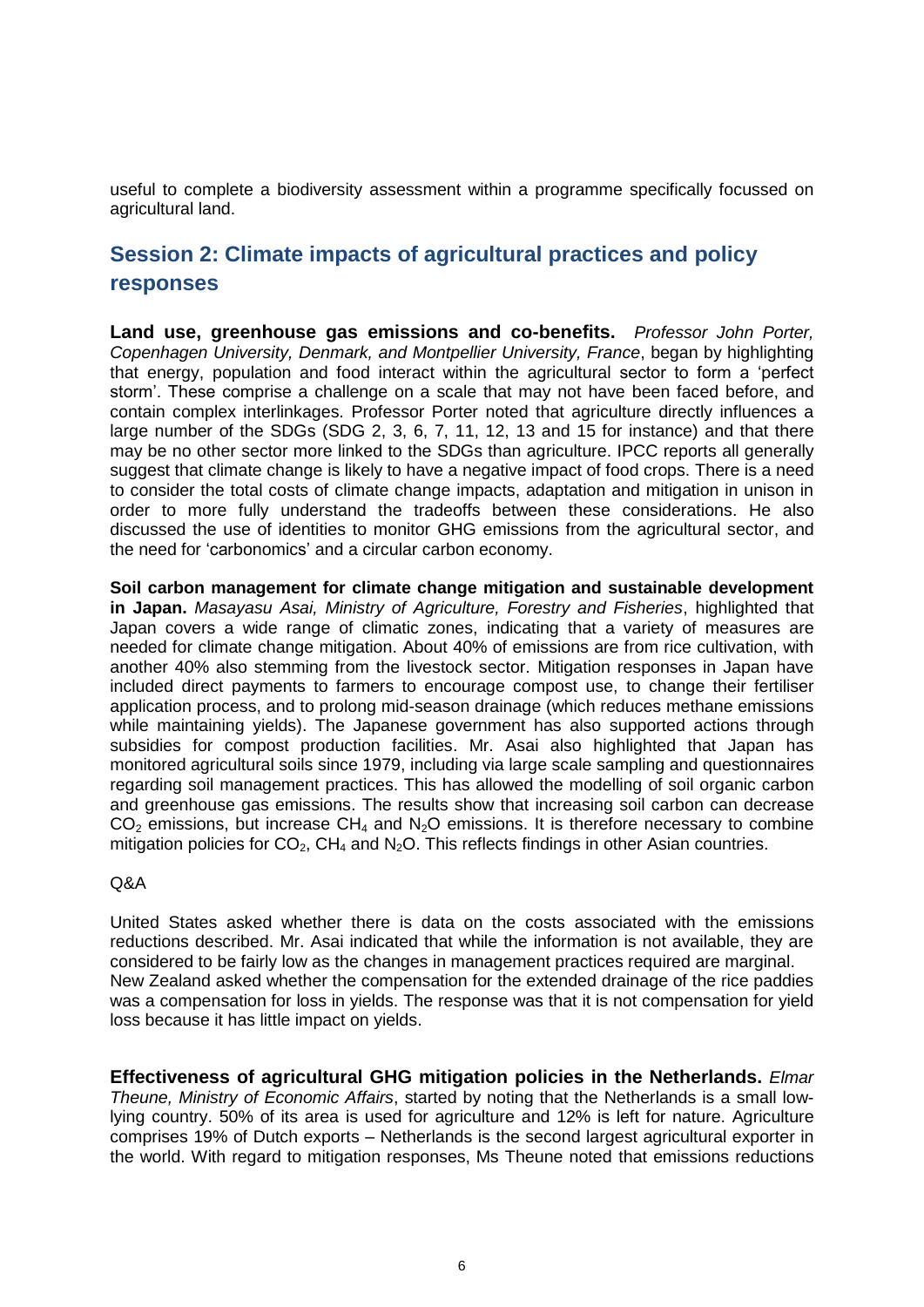useful to complete a biodiversity assessment within a programme specifically focussed on agricultural land.

## Session 2: Climate impacts of agricultural practices and policy responses

**Land use, greenhouse gas emissions and co-benefits.** *Professor John Porter, Copenhagen University, Denmark, and Montpellier University, France*, began by highlighting that energy, population and food interact within the agricultural sector to form a 'perfect storm'. These comprise a challenge on a scale that may not have been faced before, and contain complex interlinkages. Professor Porter noted that agriculture directly influences a large number of the SDGs (SDG 2, 3, 6, 7, 11, 12, 13 and 15 for instance) and that there may be no other sector more linked to the SDGs than agriculture. IPCC reports all generally suggest that climate change is likely to have a negative impact of food crops. There is a need to consider the total costs of climate change impacts, adaptation and mitigation in unison in order to more fully understand the tradeoffs between these considerations. He also discussed the use of identities to monitor GHG emissions from the agricultural sector, and the need for 'carbonomics' and a circular carbon economy.

**Soil carbon management for climate change mitigation and sustainable development in Japan.** *Masayasu Asai, Ministry of Agriculture, Forestry and Fisheries*, highlighted that Japan covers a wide range of climatic zones, indicating that a variety of measures are needed for climate change mitigation. About 40% of emissions are from rice cultivation, with another 40% also stemming from the livestock sector. Mitigation responses in Japan have included direct payments to farmers to encourage compost use, to change their fertiliser application process, and to prolong mid-season drainage (which reduces methane emissions while maintaining yields). The Japanese government has also supported actions through subsidies for compost production facilities. Mr. Asai also highlighted that Japan has monitored agricultural soils since 1979, including via large scale sampling and questionnaires regarding soil management practices. This has allowed the modelling of soil organic carbon and greenhouse gas emissions. The results show that increasing soil carbon can decrease $CO_2$ emissions, but increase $CH_4$ and $N_2O$ emissions. It is therefore necessary to combine mitigation policies for $CO_2$, $CH_4$ and $N_2O$. This reflects findings in other Asian countries.

Q&A

United States asked whether there is data on the costs associated with the emissions reductions described. Mr. Asai indicated that while the information is not available, they are considered to be fairly low as the changes in management practices required are marginal.
New Zealand asked whether the compensation for the extended drainage of the rice paddies was a compensation for loss in yields. The response was that it is not compensation for yield loss because it has little impact on yields.

**Effectiveness of agricultural GHG mitigation policies in the Netherlands.** *Elmar Theune, Ministry of Economic Affairs*, started by noting that the Netherlands is a small low-lying country. 50% of its area is used for agriculture and 12% is left for nature. Agriculture comprises 19% of Dutch exports – Netherlands is the second largest agricultural exporter in the world. With regard to mitigation responses, Ms Theune noted that emissions reductions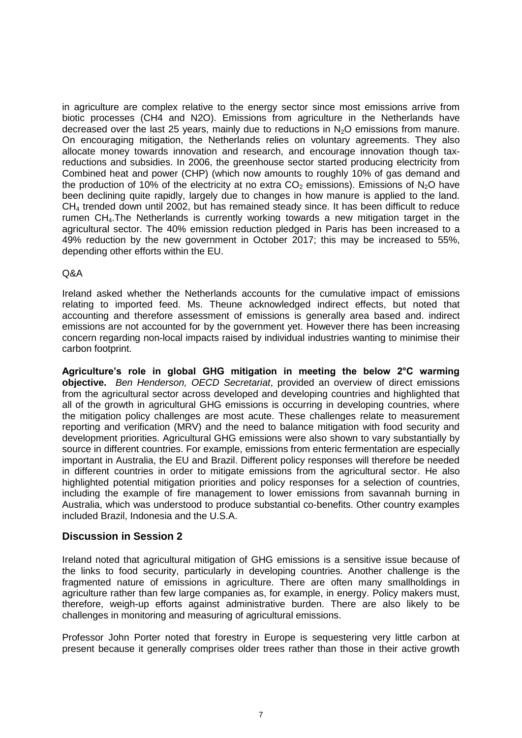in agriculture are complex relative to the energy sector since most emissions arrive from biotic processes (CH4 and N2O). Emissions from agriculture in the Netherlands have decreased over the last 25 years, mainly due to reductions in $N_2O$ emissions from manure. On encouraging mitigation, the Netherlands relies on voluntary agreements. They also allocate money towards innovation and research, and encourage innovation though tax-reductions and subsidies. In 2006, the greenhouse sector started producing electricity from Combined heat and power (CHP) (which now amounts to roughly 10% of gas demand and the production of 10% of the electricity at no extra $CO_2$ emissions). Emissions of $N_2O$ have been declining quite rapidly, largely due to changes in how manure is applied to the land. $CH_4$ trended down until 2002, but has remained steady since. It has been difficult to reduce rumen $CH_4$.The Netherlands is currently working towards a new mitigation target in the agricultural sector. The 40% emission reduction pledged in Paris has been increased to a 49% reduction by the new government in October 2017; this may be increased to 55%, depending other efforts within the EU.

Q&A

Ireland asked whether the Netherlands accounts for the cumulative impact of emissions relating to imported feed. Ms. Theune acknowledged indirect effects, but noted that accounting and therefore assessment of emissions is generally area based and. indirect emissions are not accounted for by the government yet. However there has been increasing concern regarding non-local impacts raised by individual industries wanting to minimise their carbon footprint.

**Agriculture's role in global GHG mitigation in meeting the below 2°C warming objective.** *Ben Henderson, OECD Secretariat*, provided an overview of direct emissions from the agricultural sector across developed and developing countries and highlighted that all of the growth in agricultural GHG emissions is occurring in developing countries, where the mitigation policy challenges are most acute. These challenges relate to measurement reporting and verification (MRV) and the need to balance mitigation with food security and development priorities. Agricultural GHG emissions were also shown to vary substantially by source in different countries. For example, emissions from enteric fermentation are especially important in Australia, the EU and Brazil. Different policy responses will therefore be needed in different countries in order to mitigate emissions from the agricultural sector. He also highlighted potential mitigation priorities and policy responses for a selection of countries, including the example of fire management to lower emissions from savannah burning in Australia, which was understood to produce substantial co-benefits. Other country examples included Brazil, Indonesia and the U.S.A.

## Discussion in Session 2

Ireland noted that agricultural mitigation of GHG emissions is a sensitive issue because of the links to food security, particularly in developing countries. Another challenge is the fragmented nature of emissions in agriculture. There are often many smallholdings in agriculture rather than few large companies as, for example, in energy. Policy makers must, therefore, weigh-up efforts against administrative burden. There are also likely to be challenges in monitoring and measuring of agricultural emissions.

Professor John Porter noted that forestry in Europe is sequestering very little carbon at present because it generally comprises older trees rather than those in their active growth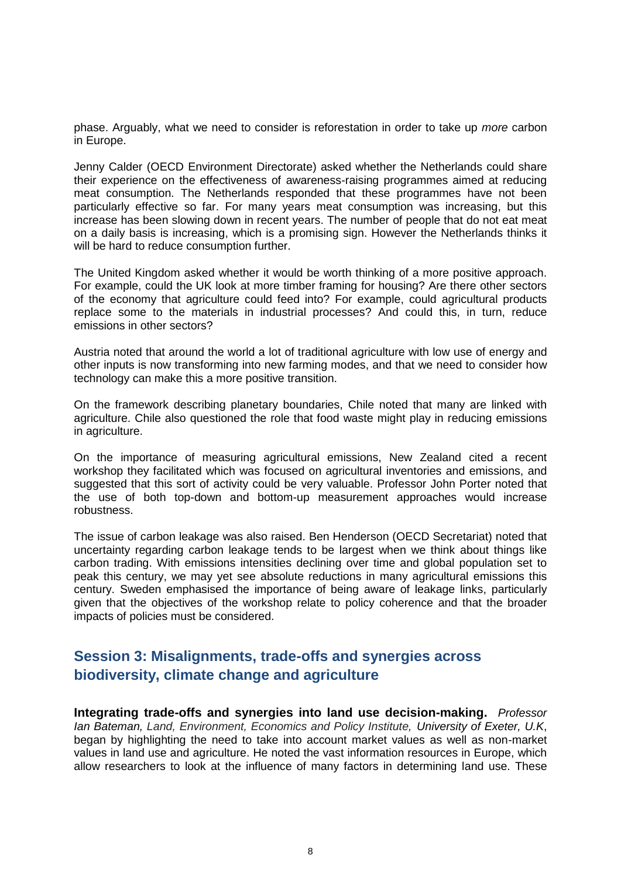phase. Arguably, what we need to consider is reforestation in order to take up *more* carbon in Europe.

Jenny Calder (OECD Environment Directorate) asked whether the Netherlands could share their experience on the effectiveness of awareness-raising programmes aimed at reducing meat consumption. The Netherlands responded that these programmes have not been particularly effective so far. For many years meat consumption was increasing, but this increase has been slowing down in recent years. The number of people that do not eat meat on a daily basis is increasing, which is a promising sign. However the Netherlands thinks it will be hard to reduce consumption further.

The United Kingdom asked whether it would be worth thinking of a more positive approach. For example, could the UK look at more timber framing for housing? Are there other sectors of the economy that agriculture could feed into? For example, could agricultural products replace some to the materials in industrial processes? And could this, in turn, reduce emissions in other sectors?

Austria noted that around the world a lot of traditional agriculture with low use of energy and other inputs is now transforming into new farming modes, and that we need to consider how technology can make this a more positive transition.

On the framework describing planetary boundaries, Chile noted that many are linked with agriculture. Chile also questioned the role that food waste might play in reducing emissions in agriculture.

On the importance of measuring agricultural emissions, New Zealand cited a recent workshop they facilitated which was focused on agricultural inventories and emissions, and suggested that this sort of activity could be very valuable. Professor John Porter noted that the use of both top-down and bottom-up measurement approaches would increase robustness.

The issue of carbon leakage was also raised. Ben Henderson (OECD Secretariat) noted that uncertainty regarding carbon leakage tends to be largest when we think about things like carbon trading. With emissions intensities declining over time and global population set to peak this century, we may yet see absolute reductions in many agricultural emissions this century. Sweden emphasised the importance of being aware of leakage links, particularly given that the objectives of the workshop relate to policy coherence and that the broader impacts of policies must be considered.

## Session 3: Misalignments, trade-offs and synergies across biodiversity, climate change and agriculture

**Integrating trade-offs and synergies into land use decision-making.** *Professor Ian Bateman, Land, Environment, Economics and Policy Institute, University of Exeter, U.K*, began by highlighting the need to take into account market values as well as non-market values in land use and agriculture. He noted the vast information resources in Europe, which allow researchers to look at the influence of many factors in determining land use. These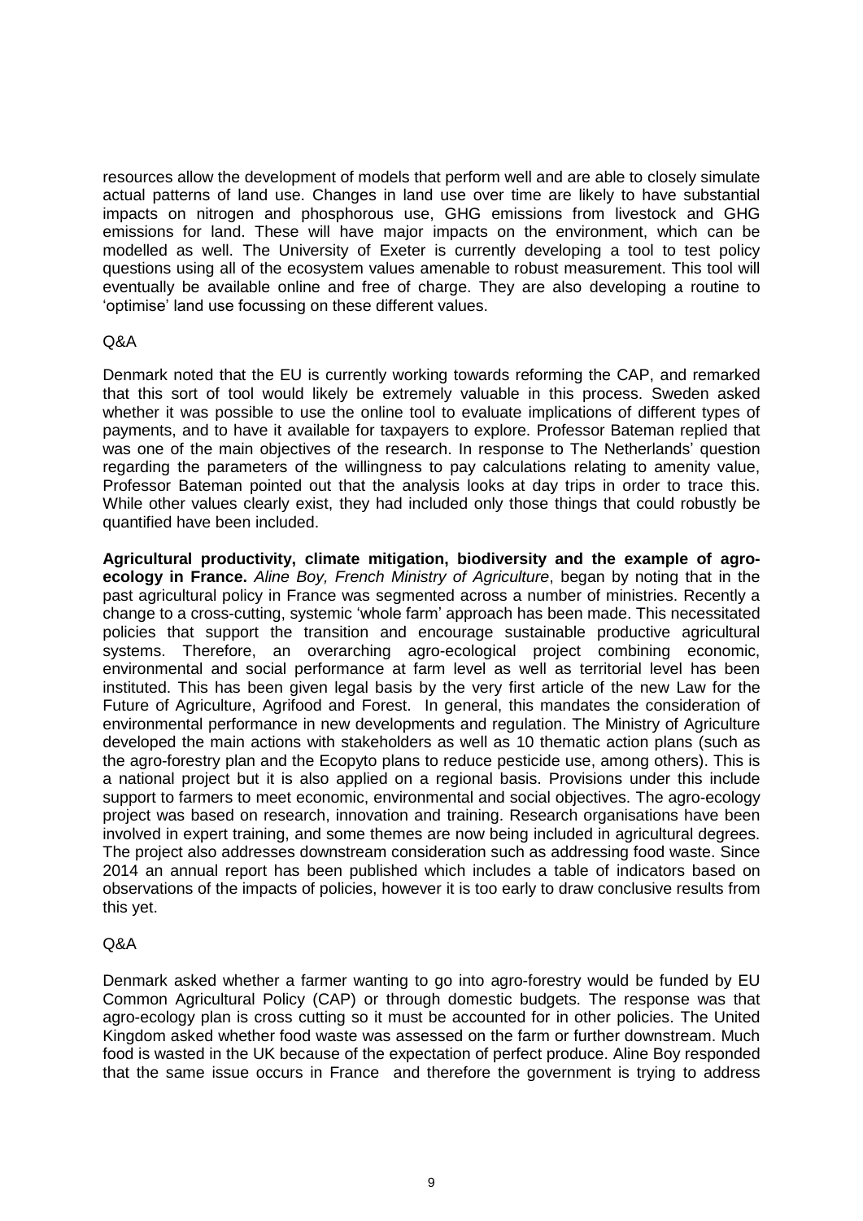resources allow the development of models that perform well and are able to closely simulate actual patterns of land use. Changes in land use over time are likely to have substantial impacts on nitrogen and phosphorous use, GHG emissions from livestock and GHG emissions for land. These will have major impacts on the environment, which can be modelled as well. The University of Exeter is currently developing a tool to test policy questions using all of the ecosystem values amenable to robust measurement. This tool will eventually be available online and free of charge. They are also developing a routine to 'optimise' land use focussing on these different values.

Q&A

Denmark noted that the EU is currently working towards reforming the CAP, and remarked that this sort of tool would likely be extremely valuable in this process. Sweden asked whether it was possible to use the online tool to evaluate implications of different types of payments, and to have it available for taxpayers to explore. Professor Bateman replied that was one of the main objectives of the research. In response to The Netherlands' question regarding the parameters of the willingness to pay calculations relating to amenity value, Professor Bateman pointed out that the analysis looks at day trips in order to trace this. While other values clearly exist, they had included only those things that could robustly be quantified have been included.

**Agricultural productivity, climate mitigation, biodiversity and the example of agro-ecology in France.** *Aline Boy, French Ministry of Agriculture*, began by noting that in the past agricultural policy in France was segmented across a number of ministries. Recently a change to a cross-cutting, systemic 'whole farm' approach has been made. This necessitated policies that support the transition and encourage sustainable productive agricultural systems. Therefore, an overarching agro-ecological project combining economic, environmental and social performance at farm level as well as territorial level has been instituted. This has been given legal basis by the very first article of the new Law for the Future of Agriculture, Agrifood and Forest. In general, this mandates the consideration of environmental performance in new developments and regulation. The Ministry of Agriculture developed the main actions with stakeholders as well as 10 thematic action plans (such as the agro-forestry plan and the Ecopyto plans to reduce pesticide use, among others). This is a national project but it is also applied on a regional basis. Provisions under this include support to farmers to meet economic, environmental and social objectives. The agro-ecology project was based on research, innovation and training. Research organisations have been involved in expert training, and some themes are now being included in agricultural degrees. The project also addresses downstream consideration such as addressing food waste. Since 2014 an annual report has been published which includes a table of indicators based on observations of the impacts of policies, however it is too early to draw conclusive results from this yet.

Q&A

Denmark asked whether a farmer wanting to go into agro-forestry would be funded by EU Common Agricultural Policy (CAP) or through domestic budgets. The response was that agro-ecology plan is cross cutting so it must be accounted for in other policies. The United Kingdom asked whether food waste was assessed on the farm or further downstream. Much food is wasted in the UK because of the expectation of perfect produce. Aline Boy responded that the same issue occurs in France and therefore the government is trying to address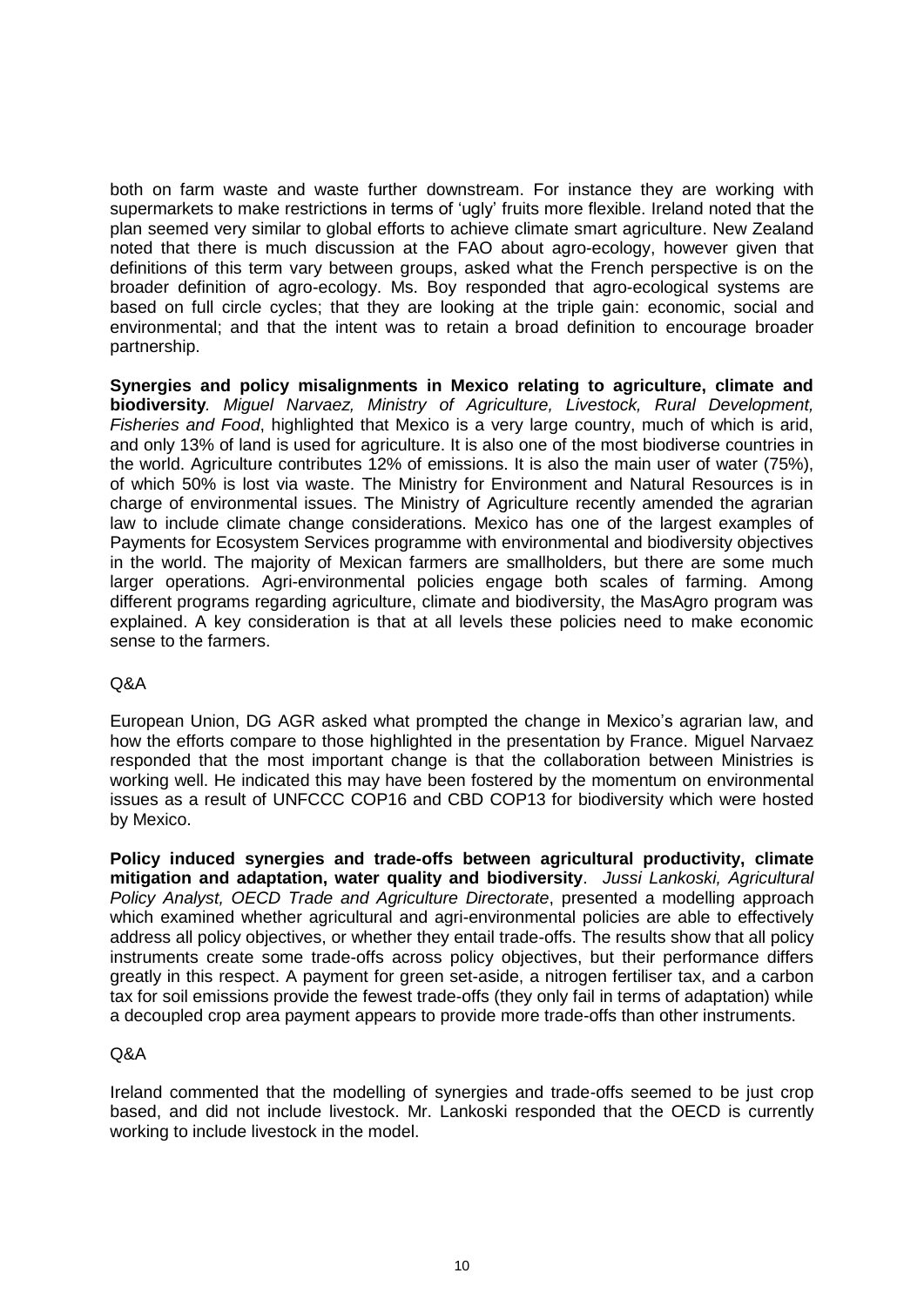both on farm waste and waste further downstream. For instance they are working with supermarkets to make restrictions in terms of 'ugly' fruits more flexible. Ireland noted that the plan seemed very similar to global efforts to achieve climate smart agriculture. New Zealand noted that there is much discussion at the FAO about agro-ecology, however given that definitions of this term vary between groups, asked what the French perspective is on the broader definition of agro-ecology. Ms. Boy responded that agro-ecological systems are based on full circle cycles; that they are looking at the triple gain: economic, social and environmental; and that the intent was to retain a broad definition to encourage broader partnership.

**Synergies and policy misalignments in Mexico relating to agriculture, climate and biodiversity**. *Miguel Narvaez, Ministry of Agriculture, Livestock, Rural Development, Fisheries and Food*, highlighted that Mexico is a very large country, much of which is arid, and only 13% of land is used for agriculture. It is also one of the most biodiverse countries in the world. Agriculture contributes 12% of emissions. It is also the main user of water (75%), of which 50% is lost via waste. The Ministry for Environment and Natural Resources is in charge of environmental issues. The Ministry of Agriculture recently amended the agrarian law to include climate change considerations. Mexico has one of the largest examples of Payments for Ecosystem Services programme with environmental and biodiversity objectives in the world. The majority of Mexican farmers are smallholders, but there are some much larger operations. Agri-environmental policies engage both scales of farming. Among different programs regarding agriculture, climate and biodiversity, the MasAgro program was explained. A key consideration is that at all levels these policies need to make economic sense to the farmers.

Q&A

European Union, DG AGR asked what prompted the change in Mexico's agrarian law, and how the efforts compare to those highlighted in the presentation by France. Miguel Narvaez responded that the most important change is that the collaboration between Ministries is working well. He indicated this may have been fostered by the momentum on environmental issues as a result of UNFCCC COP16 and CBD COP13 for biodiversity which were hosted by Mexico.

**Policy induced synergies and trade-offs between agricultural productivity, climate mitigation and adaptation, water quality and biodiversity**. *Jussi Lankoski, Agricultural Policy Analyst, OECD Trade and Agriculture Directorate*, presented a modelling approach which examined whether agricultural and agri-environmental policies are able to effectively address all policy objectives, or whether they entail trade-offs. The results show that all policy instruments create some trade-offs across policy objectives, but their performance differs greatly in this respect. A payment for green set-aside, a nitrogen fertiliser tax, and a carbon tax for soil emissions provide the fewest trade-offs (they only fail in terms of adaptation) while a decoupled crop area payment appears to provide more trade-offs than other instruments.

Q&A

Ireland commented that the modelling of synergies and trade-offs seemed to be just crop based, and did not include livestock. Mr. Lankoski responded that the OECD is currently working to include livestock in the model.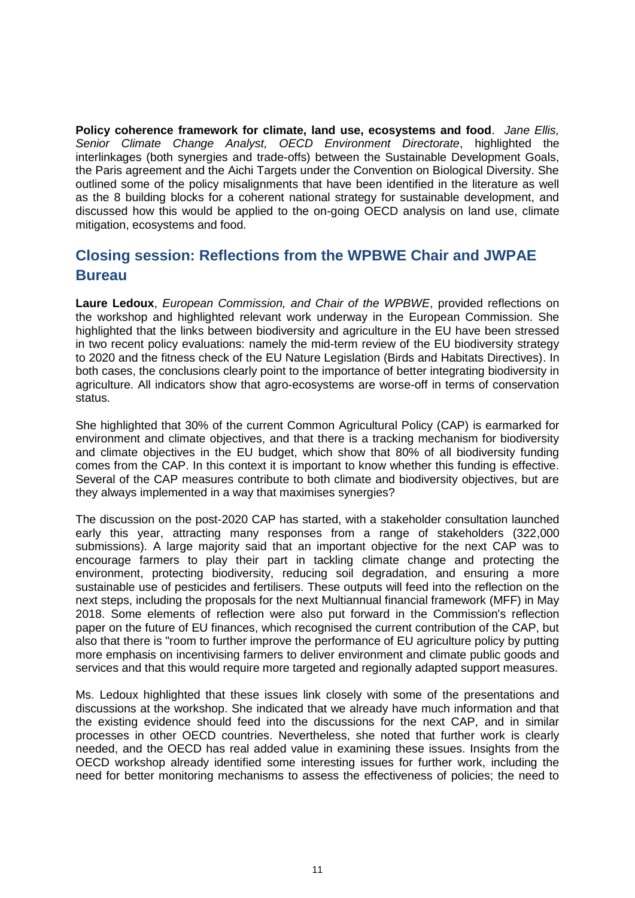**Policy coherence framework for climate, land use, ecosystems and food**. *Jane Ellis, Senior Climate Change Analyst, OECD Environment Directorate*, highlighted the interlinkages (both synergies and trade-offs) between the Sustainable Development Goals, the Paris agreement and the Aichi Targets under the Convention on Biological Diversity. She outlined some of the policy misalignments that have been identified in the literature as well as the 8 building blocks for a coherent national strategy for sustainable development, and discussed how this would be applied to the on-going OECD analysis on land use, climate mitigation, ecosystems and food.

## Closing session: Reflections from the WPBWE Chair and JWPAE Bureau

**Laure Ledoux**, *European Commission, and Chair of the WPBWE*, provided reflections on the workshop and highlighted relevant work underway in the European Commission. She highlighted that the links between biodiversity and agriculture in the EU have been stressed in two recent policy evaluations: namely the mid-term review of the EU biodiversity strategy to 2020 and the fitness check of the EU Nature Legislation (Birds and Habitats Directives). In both cases, the conclusions clearly point to the importance of better integrating biodiversity in agriculture. All indicators show that agro-ecosystems are worse-off in terms of conservation status.

She highlighted that 30% of the current Common Agricultural Policy (CAP) is earmarked for environment and climate objectives, and that there is a tracking mechanism for biodiversity and climate objectives in the EU budget, which show that 80% of all biodiversity funding comes from the CAP. In this context it is important to know whether this funding is effective. Several of the CAP measures contribute to both climate and biodiversity objectives, but are they always implemented in a way that maximises synergies?

The discussion on the post-2020 CAP has started, with a stakeholder consultation launched early this year, attracting many responses from a range of stakeholders (322,000 submissions). A large majority said that an important objective for the next CAP was to encourage farmers to play their part in tackling climate change and protecting the environment, protecting biodiversity, reducing soil degradation, and ensuring a more sustainable use of pesticides and fertilisers. These outputs will feed into the reflection on the next steps, including the proposals for the next Multiannual financial framework (MFF) in May 2018. Some elements of reflection were also put forward in the Commission's reflection paper on the future of EU finances, which recognised the current contribution of the CAP, but also that there is "room to further improve the performance of EU agriculture policy by putting more emphasis on incentivising farmers to deliver environment and climate public goods and services and that this would require more targeted and regionally adapted support measures.

Ms. Ledoux highlighted that these issues link closely with some of the presentations and discussions at the workshop. She indicated that we already have much information and that the existing evidence should feed into the discussions for the next CAP, and in similar processes in other OECD countries. Nevertheless, she noted that further work is clearly needed, and the OECD has real added value in examining these issues. Insights from the OECD workshop already identified some interesting issues for further work, including the need for better monitoring mechanisms to assess the effectiveness of policies; the need to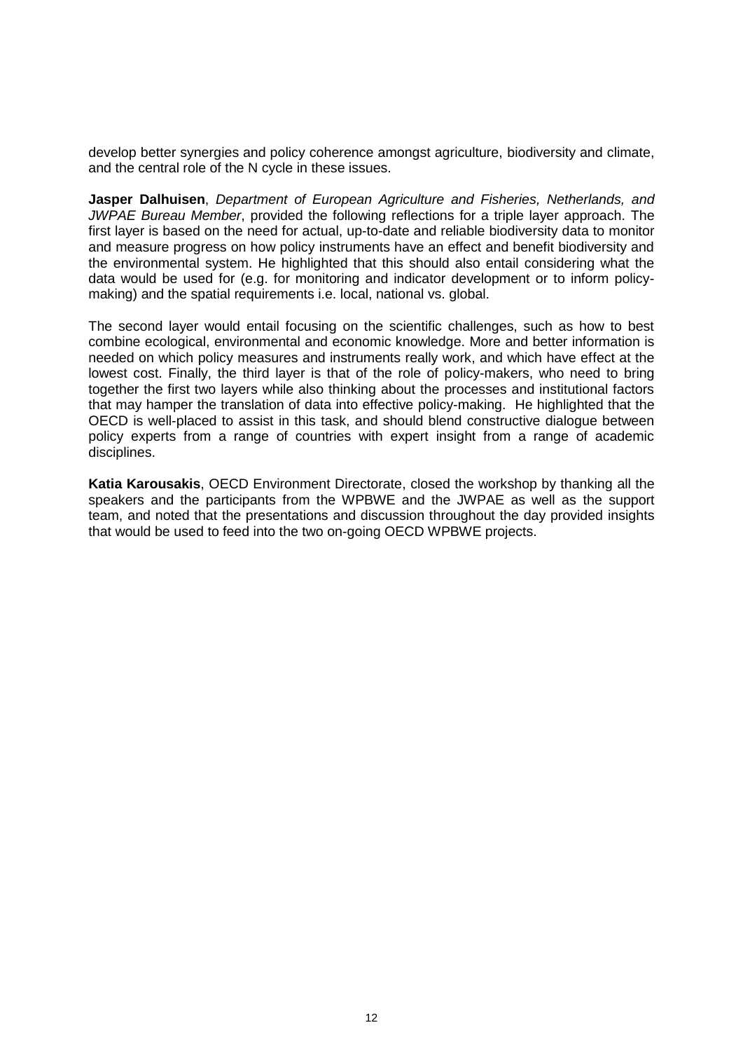develop better synergies and policy coherence amongst agriculture, biodiversity and climate, and the central role of the N cycle in these issues.

**Jasper Dalhuisen**, *Department of European Agriculture and Fisheries, Netherlands, and JWPAE Bureau Member*, provided the following reflections for a triple layer approach. The first layer is based on the need for actual, up-to-date and reliable biodiversity data to monitor and measure progress on how policy instruments have an effect and benefit biodiversity and the environmental system. He highlighted that this should also entail considering what the data would be used for (e.g. for monitoring and indicator development or to inform policy-making) and the spatial requirements i.e. local, national vs. global.

The second layer would entail focusing on the scientific challenges, such as how to best combine ecological, environmental and economic knowledge. More and better information is needed on which policy measures and instruments really work, and which have effect at the lowest cost. Finally, the third layer is that of the role of policy-makers, who need to bring together the first two layers while also thinking about the processes and institutional factors that may hamper the translation of data into effective policy-making. He highlighted that the OECD is well-placed to assist in this task, and should blend constructive dialogue between policy experts from a range of countries with expert insight from a range of academic disciplines.

**Katia Karousakis**, OECD Environment Directorate, closed the workshop by thanking all the speakers and the participants from the WPBWE and the JWPAE as well as the support team, and noted that the presentations and discussion throughout the day provided insights that would be used to feed into the two on-going OECD WPBWE projects.